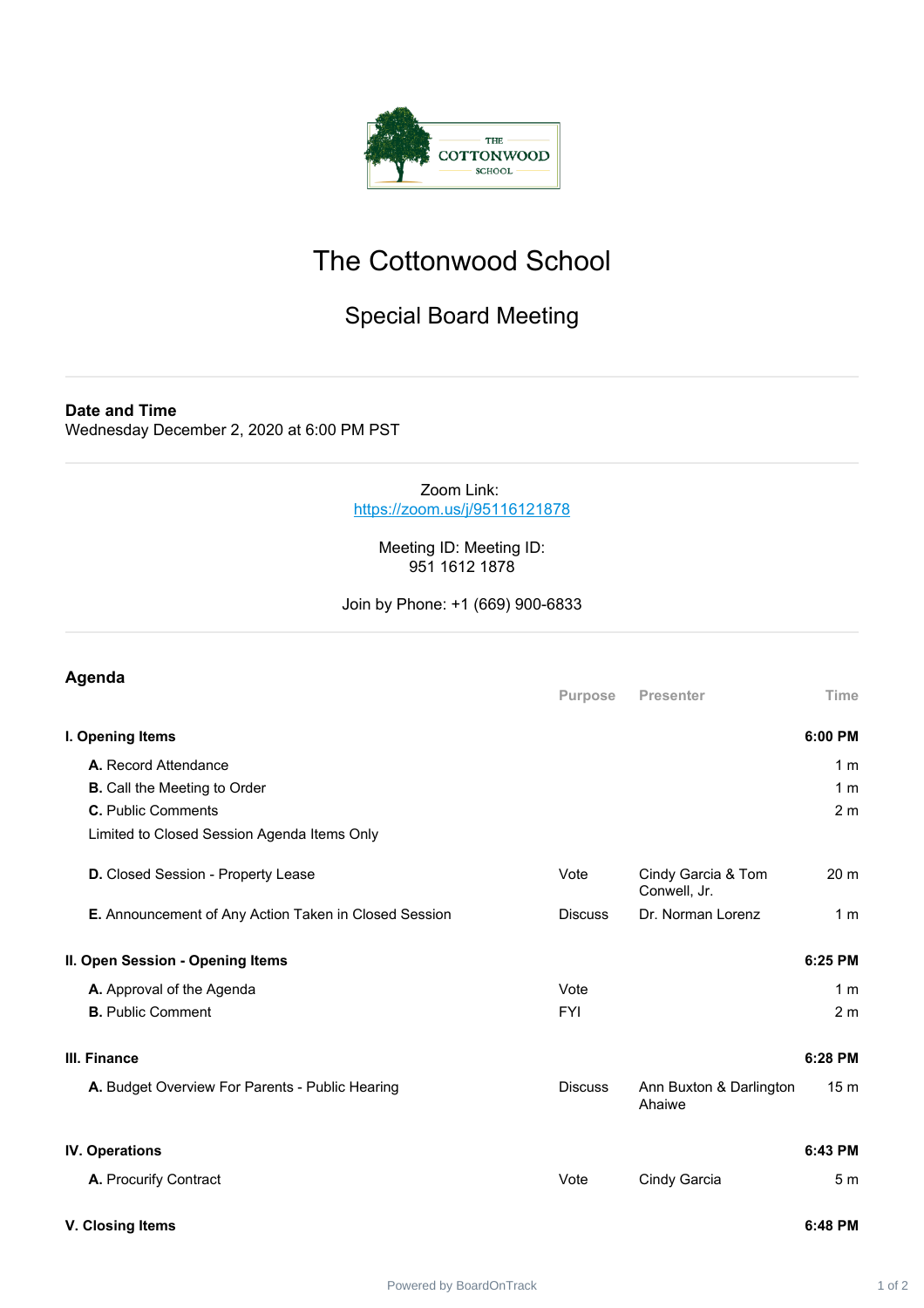# The Cottonwood School

## Special Board Meeting

**Date and Time**
Wednesday December 2, 2020 at 6:00 PM PST

Zoom Link:
https://zoom.us/j/95116121878

Meeting ID: Meeting ID:
951 1612 1878

Join by Phone: +1 (669) 900-6833

## Agenda

| | Purpose | Presenter | Time |
|---|---|---|---|
| **I. Opening Items** | | | **6:00 PM** |
| **A.** Record Attendance | | | 1 m |
| **B.** Call the Meeting to Order | | | 1 m |
| **C.** Public Comments<br>Limited to Closed Session Agenda Items Only | | | 2 m |
| **D.** Closed Session - Property Lease | Vote | Cindy Garcia & Tom Conwell, Jr. | 20 m |
| **E.** Announcement of Any Action Taken in Closed Session | Discuss | Dr. Norman Lorenz | 1 m |
| **II. Open Session - Opening Items** | | | **6:25 PM** |
| **A.** Approval of the Agenda | Vote | | 1 m |
| **B.** Public Comment | FYI | | 2 m |
| **III. Finance** | | | **6:28 PM** |
| **A.** Budget Overview For Parents - Public Hearing | Discuss | Ann Buxton & Darlington Ahaiwe | 15 m |
| **IV. Operations** | | | **6:43 PM** |
| **A.** Procurify Contract | Vote | Cindy Garcia | 5 m |
| **V. Closing Items** | | | **6:48 PM** |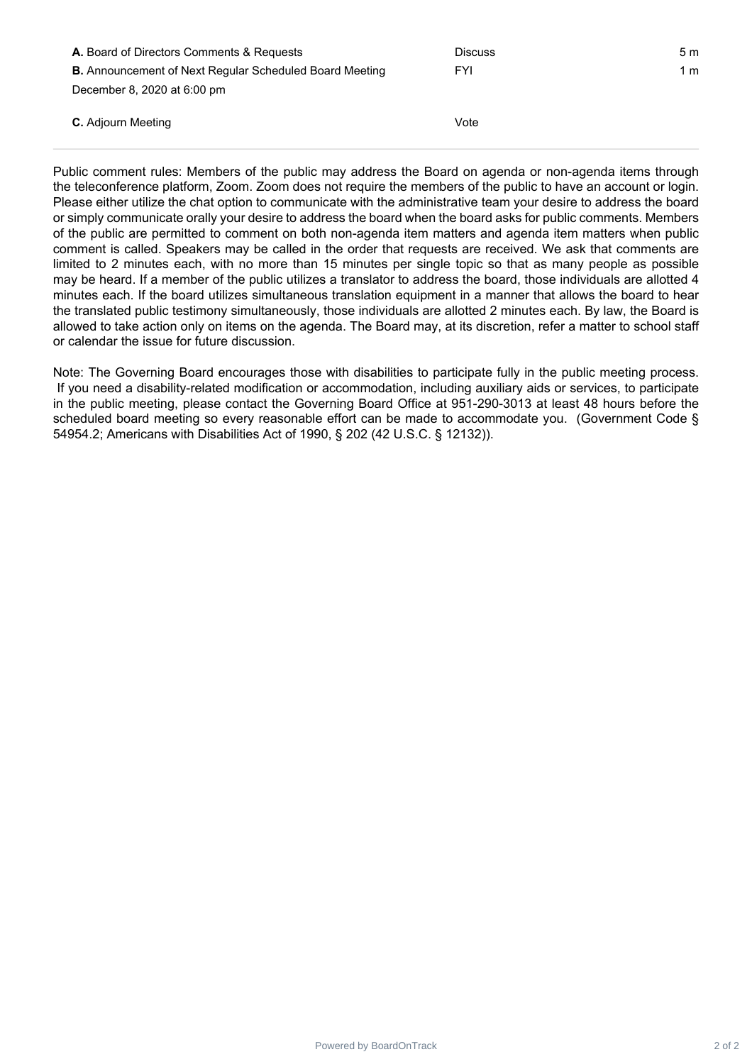| | | |
|---|---|---|
| **A.** Board of Directors Comments & Requests | Discuss | 5 m |
| **B.** Announcement of Next Regular Scheduled Board Meeting<br>December 8, 2020 at 6:00 pm | FYI | 1 m |
| **C.** Adjourn Meeting | Vote | |

Public comment rules: Members of the public may address the Board on agenda or non-agenda items through the teleconference platform, Zoom. Zoom does not require the members of the public to have an account or login. Please either utilize the chat option to communicate with the administrative team your desire to address the board or simply communicate orally your desire to address the board when the board asks for public comments. Members of the public are permitted to comment on both non-agenda item matters and agenda item matters when public comment is called. Speakers may be called in the order that requests are received. We ask that comments are limited to 2 minutes each, with no more than 15 minutes per single topic so that as many people as possible may be heard. If a member of the public utilizes a translator to address the board, those individuals are allotted 4 minutes each. If the board utilizes simultaneous translation equipment in a manner that allows the board to hear the translated public testimony simultaneously, those individuals are allotted 2 minutes each. By law, the Board is allowed to take action only on items on the agenda. The Board may, at its discretion, refer a matter to school staff or calendar the issue for future discussion.

Note: The Governing Board encourages those with disabilities to participate fully in the public meeting process. If you need a disability-related modification or accommodation, including auxiliary aids or services, to participate in the public meeting, please contact the Governing Board Office at 951-290-3013 at least 48 hours before the scheduled board meeting so every reasonable effort can be made to accommodate you. (Government Code § 54954.2; Americans with Disabilities Act of 1990, § 202 (42 U.S.C. § 12132)).

Powered by BoardOnTrack